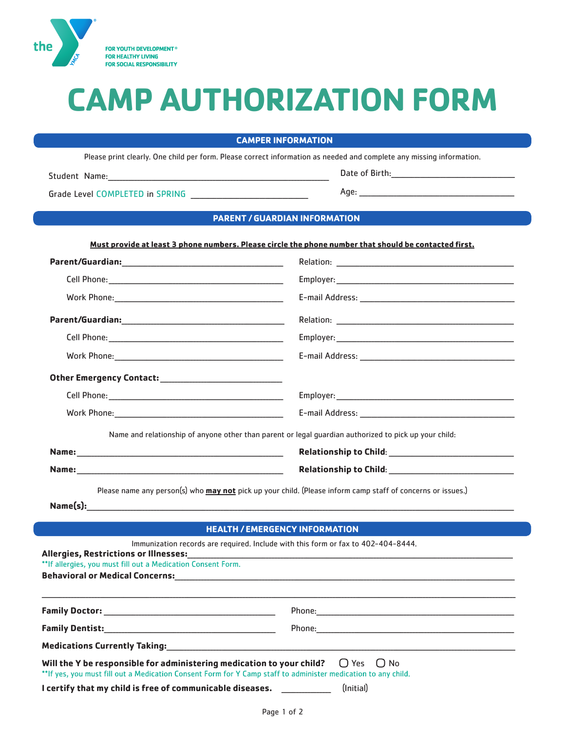the YMCA

FOR YOUTH DEVELOPMENT®
FOR HEALTHY LIVING
FOR SOCIAL RESPONSIBILITY

# CAMP AUTHORIZATION FORM

## CAMPER INFORMATION

Please print clearly. One child per form. Please correct information as needed and complete any missing information.

Student Name:____________________________________ Date of Birth:______________________

Grade Level COMPLETED in SPRING ______________________ Age: ______________________

## PARENT / GUARDIAN INFORMATION

**Must provide at least 3 phone numbers. Please circle the phone number that should be contacted first.**

**Parent/Guardian:**______________________________ Relation: ______________________________

Cell Phone:______________________________ Employer:______________________________

Work Phone:______________________________ E-mail Address: ______________________________

**Parent/Guardian:**______________________________ Relation: ______________________________

Cell Phone:______________________________ Employer:______________________________

Work Phone:______________________________ E-mail Address: ______________________________

**Other Emergency Contact:** ______________________________

Cell Phone:______________________________ Employer:______________________________

Work Phone:______________________________ E-mail Address: ______________________________

Name and relationship of anyone other than parent or legal guardian authorized to pick up your child:

**Name:**______________________________ **Relationship to Child**: ______________________________

**Name:**______________________________ **Relationship to Child**: ______________________________

Please name any person(s) who **may not** pick up your child. (Please inform camp staff of concerns or issues.)

**Name(s):**____________________________________________________________

## HEALTH / EMERGENCY INFORMATION

Immunization records are required. Include with this form or fax to 402-404-8444.

**Allergies, Restrictions or Illnesses:**____________________________________________________________

**If allergies, you must fill out a Medication Consent Form.

**Behavioral or Medical Concerns:**____________________________________________________________

____________________________________________________________

**Family Doctor:** ______________________________ Phone:______________________________

**Family Dentist:**______________________________ Phone:______________________________

**Medications Currently Taking:**____________________________________________________________

**Will the Y be responsible for administering medication to your child?** ☐ Yes ☐ No

**If yes, you must fill out a Medication Consent Form for Y Camp staff to administer medication to any child.

**I certify that my child is free of communicable diseases.** __________ (Initial)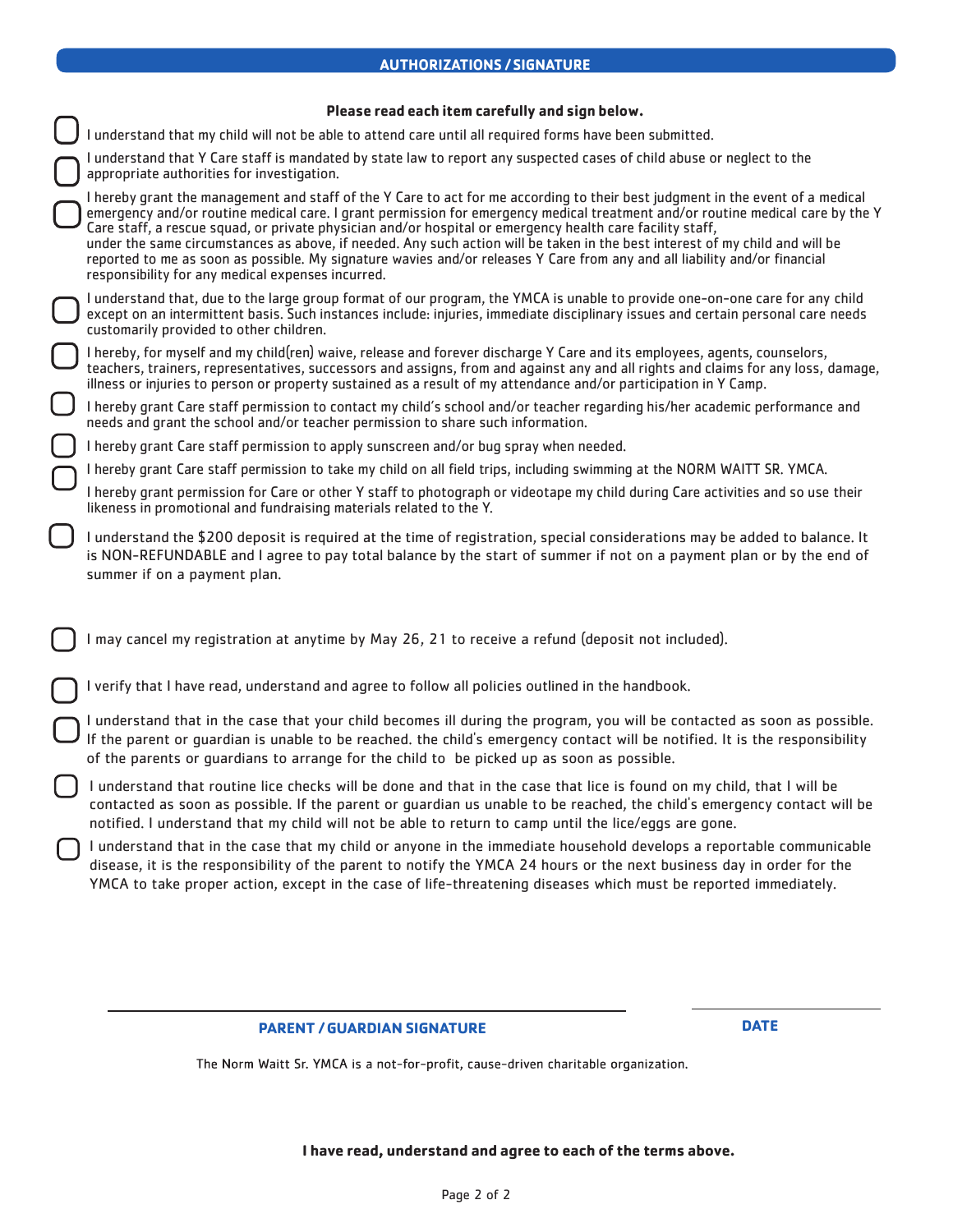## AUTHORIZATIONS / SIGNATURE

**Please read each item carefully and sign below.**

- [ ] I understand that my child will not be able to attend care until all required forms have been submitted.
- [ ] I understand that Y Care staff is mandated by state law to report any suspected cases of child abuse or neglect to the appropriate authorities for investigation.
- [ ] I hereby grant the management and staff of the Y Care to act for me according to their best judgment in the event of a medical emergency and/or routine medical care. I grant permission for emergency medical treatment and/or routine medical care by the Y Care staff, a rescue squad, or private physician and/or hospital or emergency health care facility staff, under the same circumstances as above, if needed. Any such action will be taken in the best interest of my child and will be reported to me as soon as possible. My signature wavies and/or releases Y Care from any and all liability and/or financial responsibility for any medical expenses incurred.
- [ ] I understand that, due to the large group format of our program, the YMCA is unable to provide one-on-one care for any child except on an intermittent basis. Such instances include: injuries, immediate disciplinary issues and certain personal care needs customarily provided to other children.
- [ ] I hereby, for myself and my child(ren) waive, release and forever discharge Y Care and its employees, agents, counselors, teachers, trainers, representatives, successors and assigns, from and against any and all rights and claims for any loss, damage, illness or injuries to person or property sustained as a result of my attendance and/or participation in Y Camp.
- [ ] I hereby grant Care staff permission to contact my child's school and/or teacher regarding his/her academic performance and needs and grant the school and/or teacher permission to share such information.
- [ ] I hereby grant Care staff permission to apply sunscreen and/or bug spray when needed.
- [ ] I hereby grant Care staff permission to take my child on all field trips, including swimming at the NORM WAITT SR. YMCA.

I hereby grant permission for Care or other Y staff to photograph or videotape my child during Care activities and so use their likeness in promotional and fundraising materials related to the Y.

- [ ] I understand the $200 deposit is required at the time of registration, special considerations may be added to balance. It is NON-REFUNDABLE and I agree to pay total balance by the start of summer if not on a payment plan or by the end of summer if on a payment plan.
- [ ] I may cancel my registration at anytime by May 26, 21 to receive a refund (deposit not included).
- [ ] I verify that I have read, understand and agree to follow all policies outlined in the handbook.
- [ ] I understand that in the case that your child becomes ill during the program, you will be contacted as soon as possible. If the parent or guardian is unable to be reached. the child's emergency contact will be notified. It is the responsibility of the parents or guardians to arrange for the child to be picked up as soon as possible.
- [ ] I understand that routine lice checks will be done and that in the case that lice is found on my child, that I will be contacted as soon as possible. If the parent or guardian us unable to be reached, the child's emergency contact will be notified. I understand that my child will not be able to return to camp until the lice/eggs are gone.
- [ ] I understand that in the case that my child or anyone in the immediate household develops a reportable communicable disease, it is the responsibility of the parent to notify the YMCA 24 hours or the next business day in order for the YMCA to take proper action, except in the case of life-threatening diseases which must be reported immediately.

______________________________ ______________

**PARENT / GUARDIAN SIGNATURE** **DATE**

The Norm Waitt Sr. YMCA is a not-for-profit, cause-driven charitable organization.

**I have read, understand and agree to each of the terms above.**